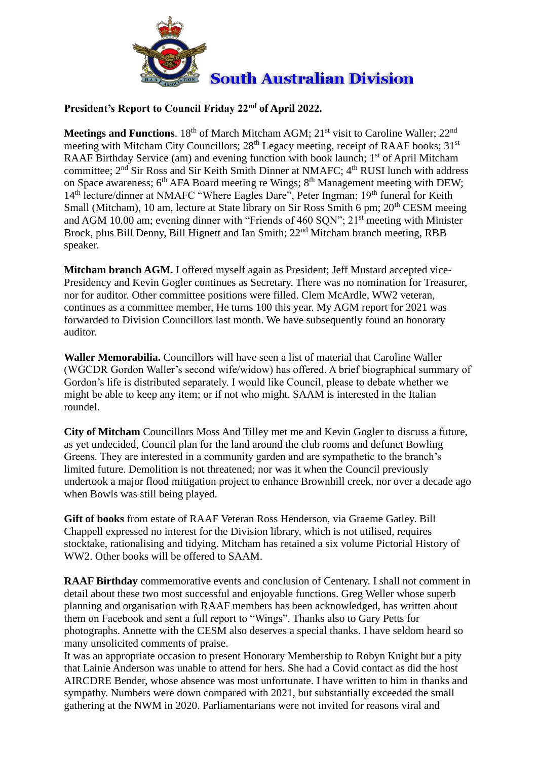# South Australian Division

**President's Report to Council Friday 22nd of April 2022.**

**Meetings and Functions**. 18th of March Mitcham AGM; 21st visit to Caroline Waller; 22nd meeting with Mitcham City Councillors; 28th Legacy meeting, receipt of RAAF books; 31st RAAF Birthday Service (am) and evening function with book launch; 1st of April Mitcham committee; 2nd Sir Ross and Sir Keith Smith Dinner at NMAFC; 4th RUSI lunch with address on Space awareness; 6th AFA Board meeting re Wings; 8th Management meeting with DEW; 14th lecture/dinner at NMAFC "Where Eagles Dare", Peter Ingman; 19th funeral for Keith Small (Mitcham), 10 am, lecture at State library on Sir Ross Smith 6 pm; 20th CESM meeing and AGM 10.00 am; evening dinner with "Friends of 460 SQN"; 21st meeting with Minister Brock, plus Bill Denny, Bill Hignett and Ian Smith; 22nd Mitcham branch meeting, RBB speaker.

**Mitcham branch AGM.** I offered myself again as President; Jeff Mustard accepted vice-Presidency and Kevin Gogler continues as Secretary. There was no nomination for Treasurer, nor for auditor. Other committee positions were filled. Clem McArdle, WW2 veteran, continues as a committee member, He turns 100 this year. My AGM report for 2021 was forwarded to Division Councillors last month. We have subsequently found an honorary auditor.

**Waller Memorabilia.** Councillors will have seen a list of material that Caroline Waller (WGCDR Gordon Waller's second wife/widow) has offered. A brief biographical summary of Gordon's life is distributed separately. I would like Council, please to debate whether we might be able to keep any item; or if not who might. SAAM is interested in the Italian roundel.

**City of Mitcham** Councillors Moss And Tilley met me and Kevin Gogler to discuss a future, as yet undecided, Council plan for the land around the club rooms and defunct Bowling Greens. They are interested in a community garden and are sympathetic to the branch's limited future. Demolition is not threatened; nor was it when the Council previously undertook a major flood mitigation project to enhance Brownhill creek, nor over a decade ago when Bowls was still being played.

**Gift of books** from estate of RAAF Veteran Ross Henderson, via Graeme Gatley. Bill Chappell expressed no interest for the Division library, which is not utilised, requires stocktake, rationalising and tidying. Mitcham has retained a six volume Pictorial History of WW2. Other books will be offered to SAAM.

**RAAF Birthday** commemorative events and conclusion of Centenary. I shall not comment in detail about these two most successful and enjoyable functions. Greg Weller whose superb planning and organisation with RAAF members has been acknowledged, has written about them on Facebook and sent a full report to "Wings". Thanks also to Gary Petts for photographs. Annette with the CESM also deserves a special thanks. I have seldom heard so many unsolicited comments of praise.

It was an appropriate occasion to present Honorary Membership to Robyn Knight but a pity that Lainie Anderson was unable to attend for hers. She had a Covid contact as did the host AIRCDRE Bender, whose absence was most unfortunate. I have written to him in thanks and sympathy. Numbers were down compared with 2021, but substantially exceeded the small gathering at the NWM in 2020. Parliamentarians were not invited for reasons viral and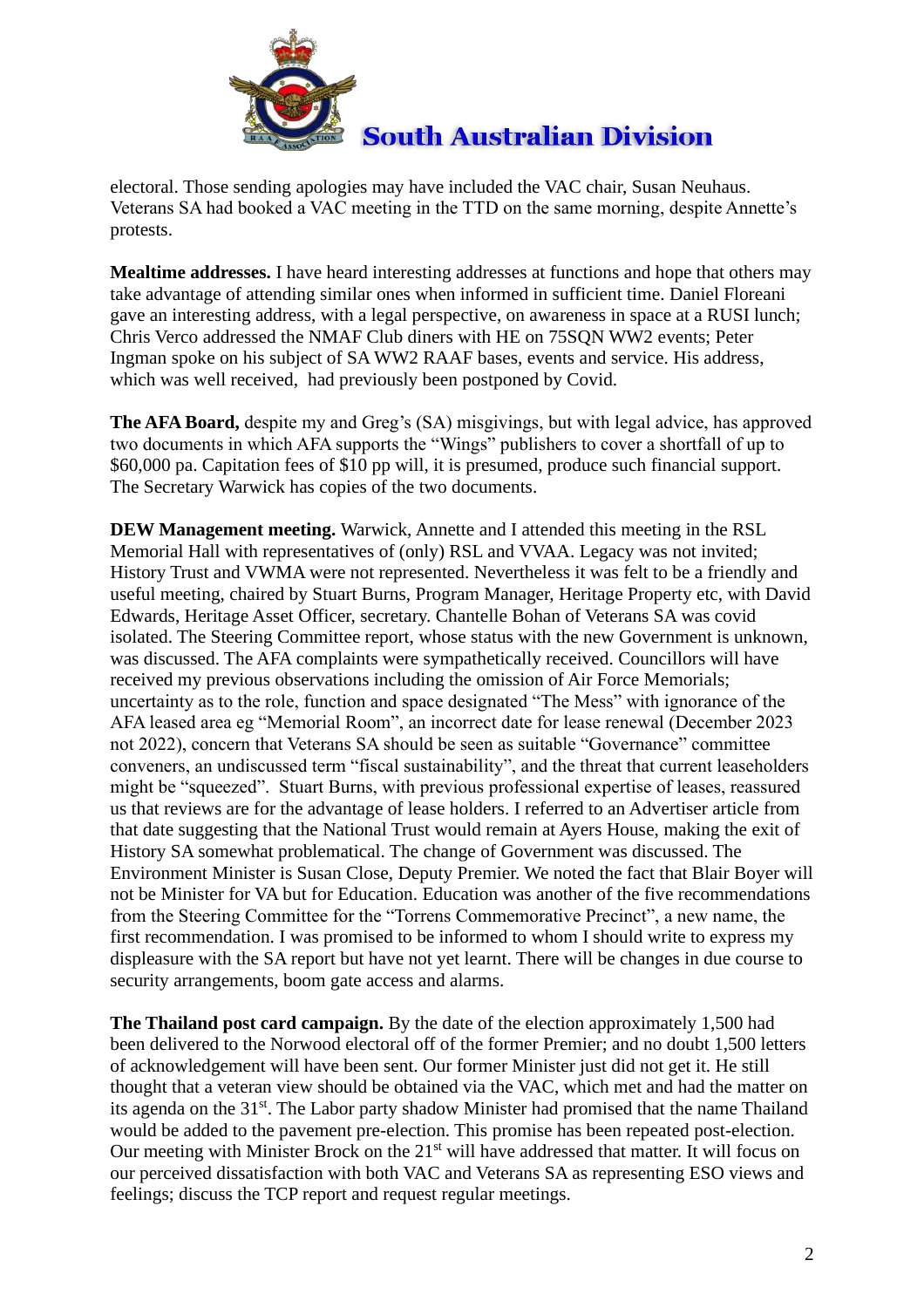electoral. Those sending apologies may have included the VAC chair, Susan Neuhaus. Veterans SA had booked a VAC meeting in the TTD on the same morning, despite Annette's protests.

**Mealtime addresses.** I have heard interesting addresses at functions and hope that others may take advantage of attending similar ones when informed in sufficient time. Daniel Floreani gave an interesting address, with a legal perspective, on awareness in space at a RUSI lunch; Chris Verco addressed the NMAF Club diners with HE on 75SQN WW2 events; Peter Ingman spoke on his subject of SA WW2 RAAF bases, events and service. His address, which was well received, had previously been postponed by Covid.

**The AFA Board,** despite my and Greg's (SA) misgivings, but with legal advice, has approved two documents in which AFA supports the "Wings" publishers to cover a shortfall of up to $60,000 pa. Capitation fees of $10 pp will, it is presumed, produce such financial support. The Secretary Warwick has copies of the two documents.

**DEW Management meeting.** Warwick, Annette and I attended this meeting in the RSL Memorial Hall with representatives of (only) RSL and VVAA. Legacy was not invited; History Trust and VWMA were not represented. Nevertheless it was felt to be a friendly and useful meeting, chaired by Stuart Burns, Program Manager, Heritage Property etc, with David Edwards, Heritage Asset Officer, secretary. Chantelle Bohan of Veterans SA was covid isolated. The Steering Committee report, whose status with the new Government is unknown, was discussed. The AFA complaints were sympathetically received. Councillors will have received my previous observations including the omission of Air Force Memorials; uncertainty as to the role, function and space designated "The Mess" with ignorance of the AFA leased area eg "Memorial Room", an incorrect date for lease renewal (December 2023 not 2022), concern that Veterans SA should be seen as suitable "Governance" committee conveners, an undiscussed term "fiscal sustainability", and the threat that current leaseholders might be "squeezed". Stuart Burns, with previous professional expertise of leases, reassured us that reviews are for the advantage of lease holders. I referred to an Advertiser article from that date suggesting that the National Trust would remain at Ayers House, making the exit of History SA somewhat problematical. The change of Government was discussed. The Environment Minister is Susan Close, Deputy Premier. We noted the fact that Blair Boyer will not be Minister for VA but for Education. Education was another of the five recommendations from the Steering Committee for the "Torrens Commemorative Precinct", a new name, the first recommendation. I was promised to be informed to whom I should write to express my displeasure with the SA report but have not yet learnt. There will be changes in due course to security arrangements, boom gate access and alarms.

**The Thailand post card campaign.** By the date of the election approximately 1,500 had been delivered to the Norwood electoral off of the former Premier; and no doubt 1,500 letters of acknowledgement will have been sent. Our former Minister just did not get it. He still thought that a veteran view should be obtained via the VAC, which met and had the matter on its agenda on the 31st. The Labor party shadow Minister had promised that the name Thailand would be added to the pavement pre-election. This promise has been repeated post-election. Our meeting with Minister Brock on the 21st will have addressed that matter. It will focus on our perceived dissatisfaction with both VAC and Veterans SA as representing ESO views and feelings; discuss the TCP report and request regular meetings.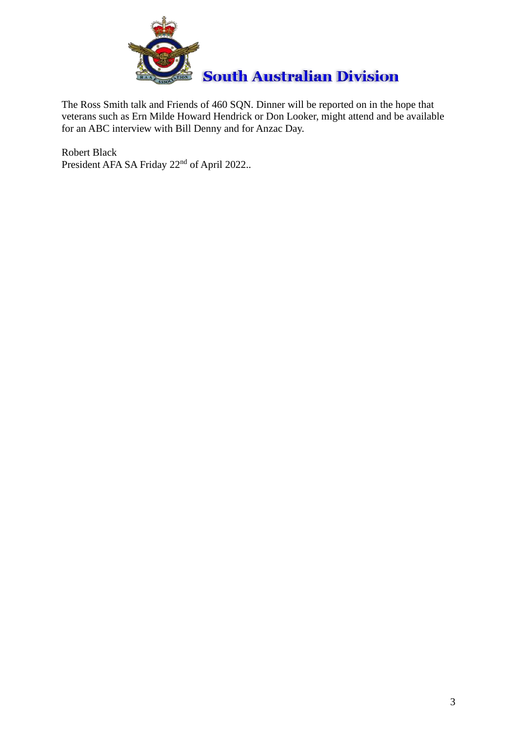**South Australian Division**

The Ross Smith talk and Friends of 460 SQN. Dinner will be reported on in the hope that veterans such as Ern Milde Howard Hendrick or Don Looker, might attend and be available for an ABC interview with Bill Denny and for Anzac Day.

Robert Black
President AFA SA Friday 22nd of April 2022..